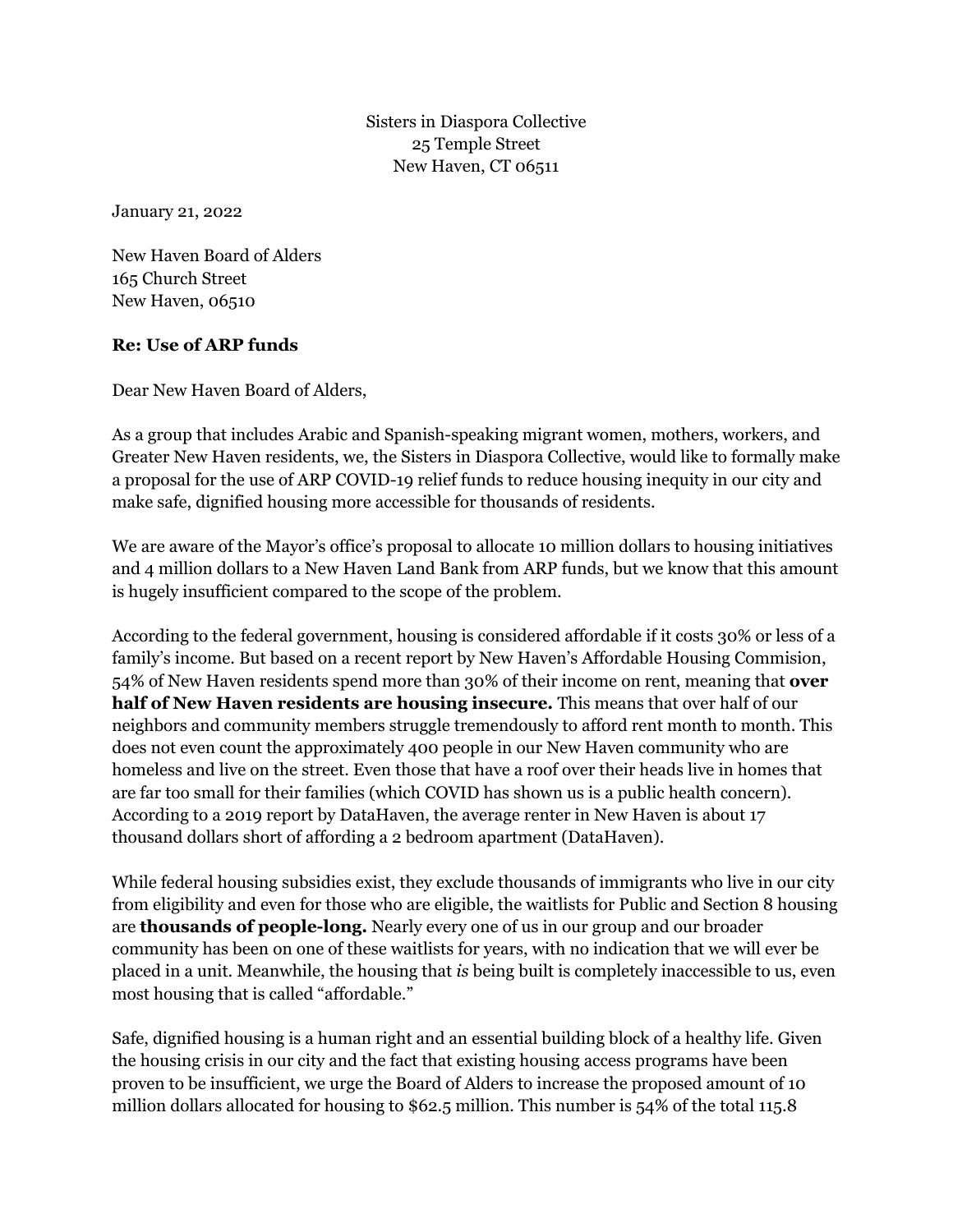Sisters in Diaspora Collective
25 Temple Street
New Haven, CT 06511

January 21, 2022

New Haven Board of Alders
165 Church Street
New Haven, 06510

**Re: Use of ARP funds**

Dear New Haven Board of Alders,

As a group that includes Arabic and Spanish-speaking migrant women, mothers, workers, and Greater New Haven residents, we, the Sisters in Diaspora Collective, would like to formally make a proposal for the use of ARP COVID-19 relief funds to reduce housing inequity in our city and make safe, dignified housing more accessible for thousands of residents.

We are aware of the Mayor's office's proposal to allocate 10 million dollars to housing initiatives and 4 million dollars to a New Haven Land Bank from ARP funds, but we know that this amount is hugely insufficient compared to the scope of the problem.

According to the federal government, housing is considered affordable if it costs 30% or less of a family's income. But based on a recent report by New Haven's Affordable Housing Commision, 54% of New Haven residents spend more than 30% of their income on rent, meaning that **over half of New Haven residents are housing insecure.** This means that over half of our neighbors and community members struggle tremendously to afford rent month to month. This does not even count the approximately 400 people in our New Haven community who are homeless and live on the street. Even those that have a roof over their heads live in homes that are far too small for their families (which COVID has shown us is a public health concern). According to a 2019 report by DataHaven, the average renter in New Haven is about 17 thousand dollars short of affording a 2 bedroom apartment (DataHaven).

While federal housing subsidies exist, they exclude thousands of immigrants who live in our city from eligibility and even for those who are eligible, the waitlists for Public and Section 8 housing are **thousands of people-long.** Nearly every one of us in our group and our broader community has been on one of these waitlists for years, with no indication that we will ever be placed in a unit. Meanwhile, the housing that *is* being built is completely inaccessible to us, even most housing that is called "affordable."

Safe, dignified housing is a human right and an essential building block of a healthy life. Given the housing crisis in our city and the fact that existing housing access programs have been proven to be insufficient, we urge the Board of Alders to increase the proposed amount of 10 million dollars allocated for housing to $62.5 million. This number is 54% of the total 115.8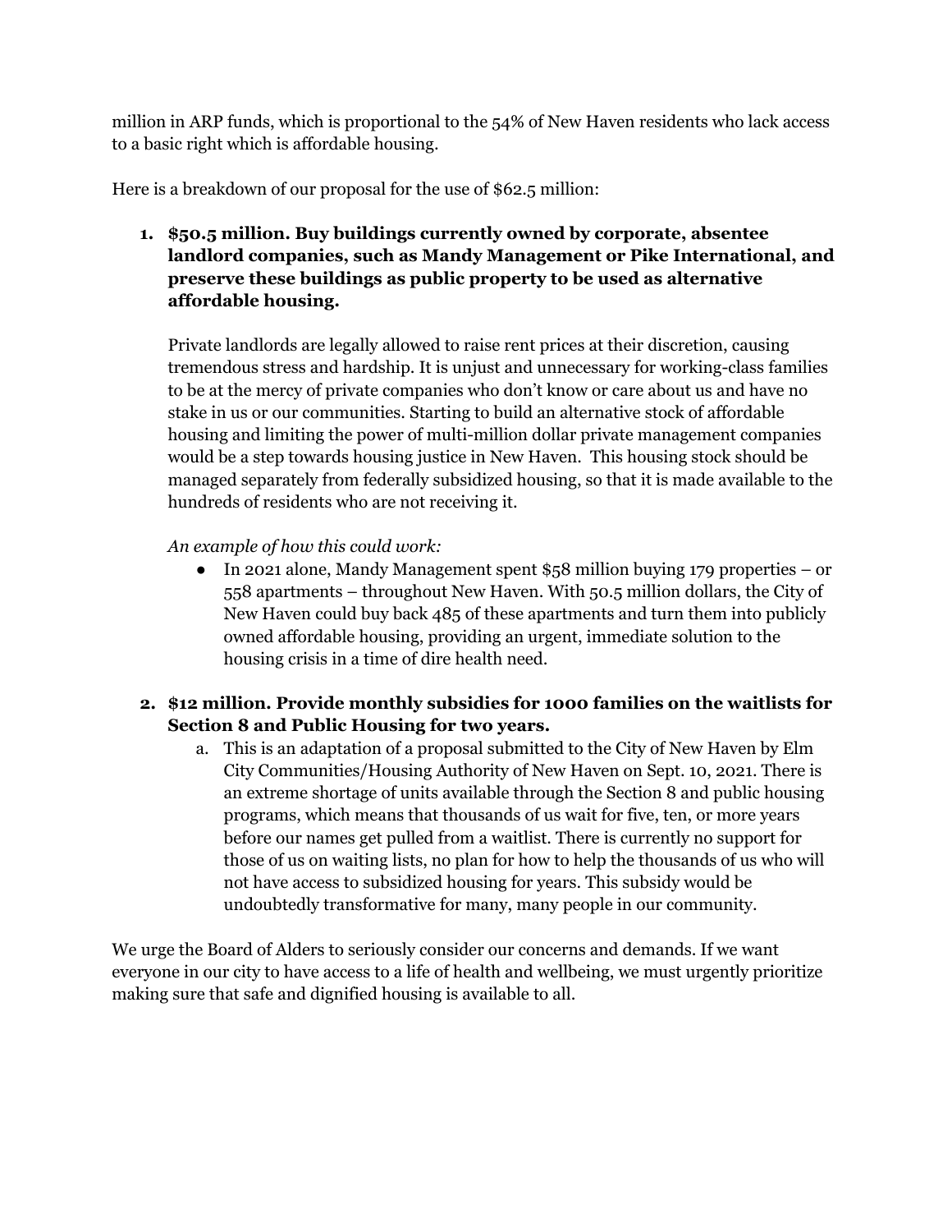million in ARP funds, which is proportional to the 54% of New Haven residents who lack access to a basic right which is affordable housing.

Here is a breakdown of our proposal for the use of $62.5 million:

1. **$50.5 million. Buy buildings currently owned by corporate, absentee landlord companies, such as Mandy Management or Pike International, and preserve these buildings as public property to be used as alternative affordable housing.**

   Private landlords are legally allowed to raise rent prices at their discretion, causing tremendous stress and hardship. It is unjust and unnecessary for working-class families to be at the mercy of private companies who don't know or care about us and have no stake in us or our communities. Starting to build an alternative stock of affordable housing and limiting the power of multi-million dollar private management companies would be a step towards housing justice in New Haven. This housing stock should be managed separately from federally subsidized housing, so that it is made available to the hundreds of residents who are not receiving it.

   *An example of how this could work:*

   - In 2021 alone, Mandy Management spent $58 million buying 179 properties – or 558 apartments – throughout New Haven. With 50.5 million dollars, the City of New Haven could buy back 485 of these apartments and turn them into publicly owned affordable housing, providing an urgent, immediate solution to the housing crisis in a time of dire health need.

2. **$12 million. Provide monthly subsidies for 1000 families on the waitlists for Section 8 and Public Housing for two years.**
   a. This is an adaptation of a proposal submitted to the City of New Haven by Elm City Communities/Housing Authority of New Haven on Sept. 10, 2021. There is an extreme shortage of units available through the Section 8 and public housing programs, which means that thousands of us wait for five, ten, or more years before our names get pulled from a waitlist. There is currently no support for those of us on waiting lists, no plan for how to help the thousands of us who will not have access to subsidized housing for years. This subsidy would be undoubtedly transformative for many, many people in our community.

We urge the Board of Alders to seriously consider our concerns and demands. If we want everyone in our city to have access to a life of health and wellbeing, we must urgently prioritize making sure that safe and dignified housing is available to all.